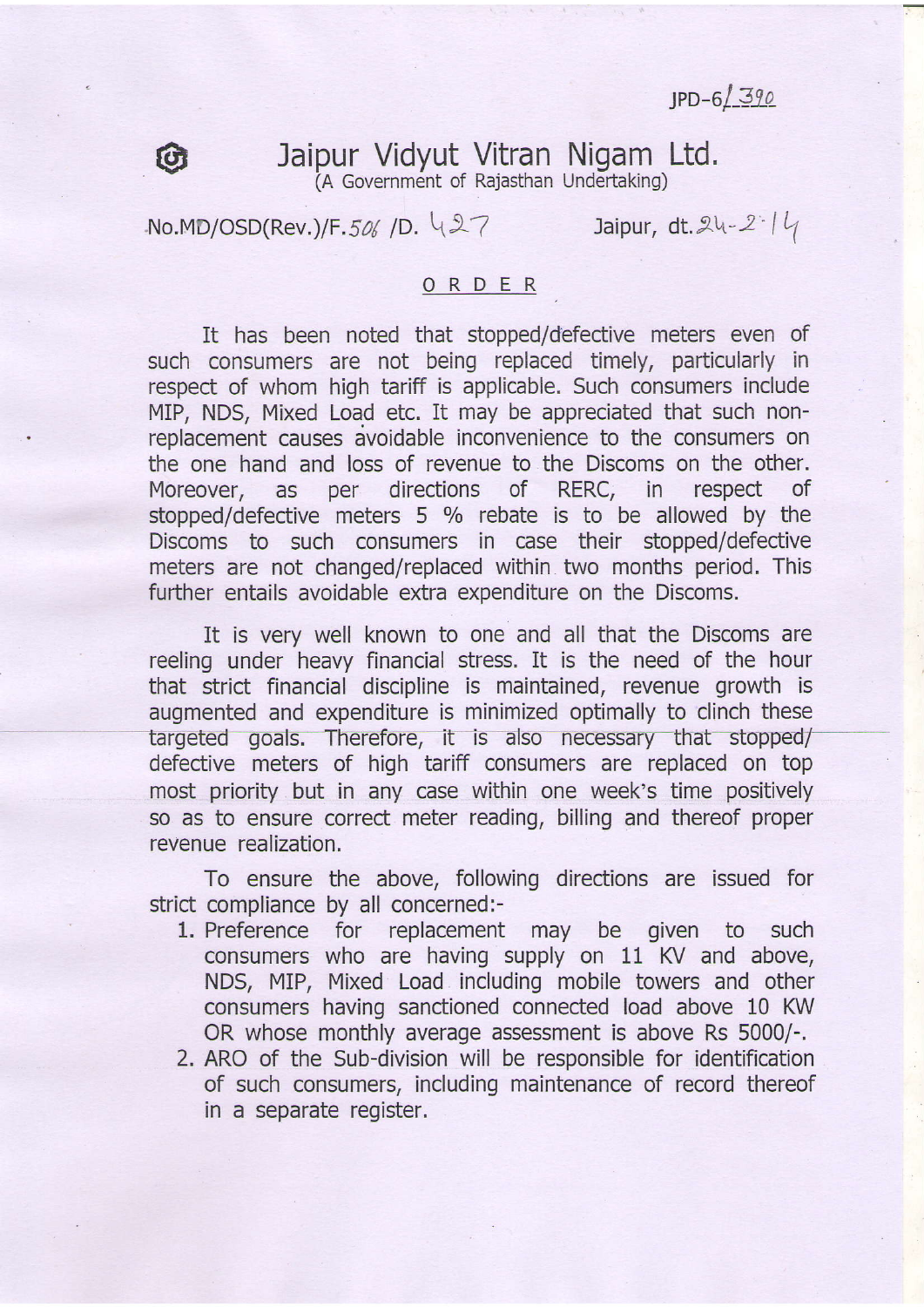JPD-6/390

# Jaipur Vidyut Vitran Nigam Ltd.

(A Government of Rajasthan Undertaking)

No.MD/OSD(Rev.)/F.506 /D. 427 Jaipur, dt.24-2-14

## ORDER

It has been noted that stopped/defective meters even of such consumers are not being replaced timely, particularly in respect of whom high tariff is applicable. Such consumers include MIP, NDS, Mixed Load etc. It may be appreciated that such non-replacement causes avoidable inconvenience to the consumers on the one hand and loss of revenue to the Discoms on the other. Moreover, as per directions of RERC, in respect of stopped/defective meters 5 % rebate is to be allowed by the Discoms to such consumers in case their stopped/defective meters are not changed/replaced within two months period. This further entails avoidable extra expenditure on the Discoms.

It is very well known to one and all that the Discoms are reeling under heavy financial stress. It is the need of the hour that strict financial discipline is maintained, revenue growth is augmented and expenditure is minimized optimally to clinch these targeted goals. Therefore, it is also necessary that stopped/defective meters of high tariff consumers are replaced on top most priority but in any case within one week's time positively so as to ensure correct meter reading, billing and thereof proper revenue realization.

To ensure the above, following directions are issued for strict compliance by all concerned:-

1. Preference for replacement may be given to such consumers who are having supply on 11 KV and above, NDS, MIP, Mixed Load including mobile towers and other consumers having sanctioned connected load above 10 KW OR whose monthly average assessment is above Rs 5000/-.
2. ARO of the Sub-division will be responsible for identification of such consumers, including maintenance of record thereof in a separate register.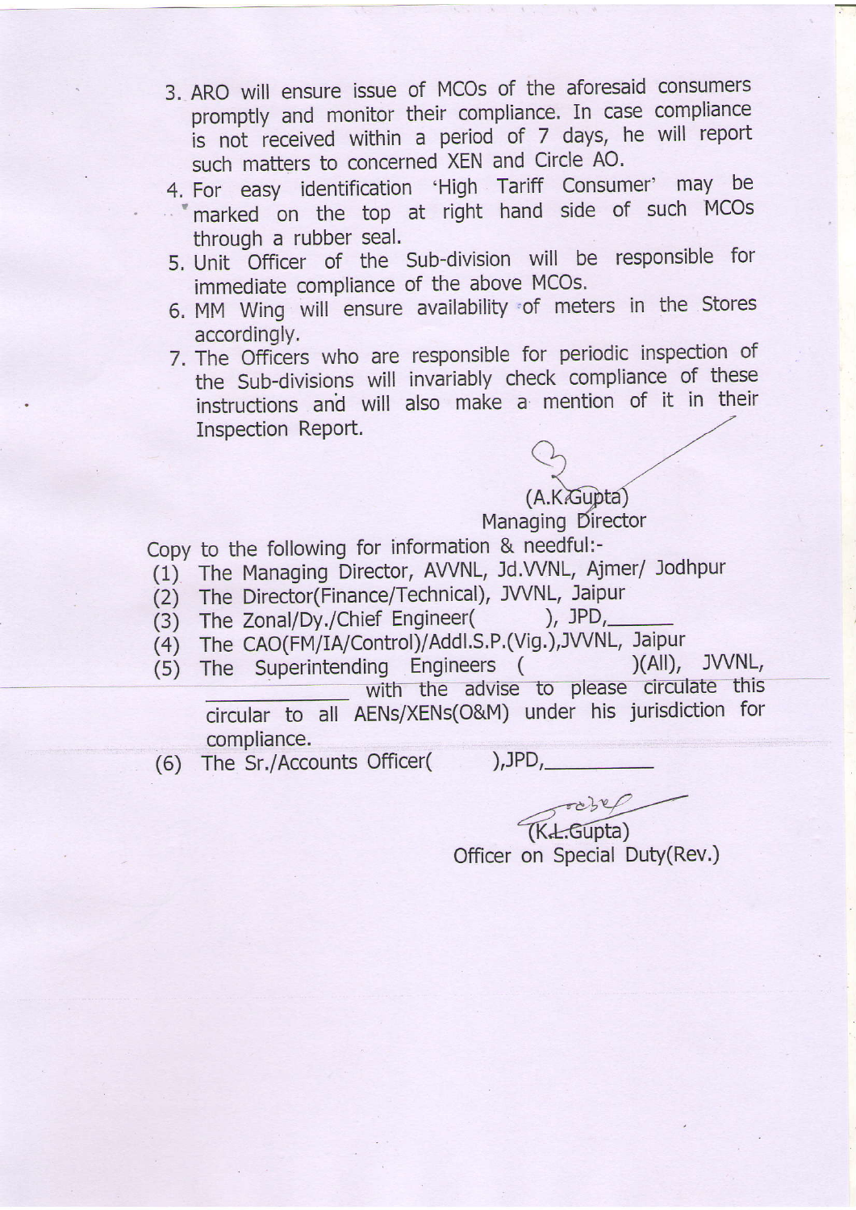3. ARO will ensure issue of MCOs of the aforesaid consumers promptly and monitor their compliance. In case compliance is not received within a period of 7 days, he will report such matters to concerned XEN and Circle AO.
4. For easy identification 'High Tariff Consumer' may be marked on the top at right hand side of such MCOs through a rubber seal.
5. Unit Officer of the Sub-division will be responsible for immediate compliance of the above MCOs.
6. MM Wing will ensure availability of meters in the Stores accordingly.
7. The Officers who are responsible for periodic inspection of the Sub-divisions will invariably check compliance of these instructions and will also make a mention of it in their Inspection Report.

(A.K.Gupta)
Managing Director

Copy to the following for information & needful:-

(1) The Managing Director, AVVNL, Jd.VVNL, Ajmer/ Jodhpur
(2) The Director(Finance/Technical), JVVNL, Jaipur
(3) The Zonal/Dy./Chief Engineer(        ), JPD,______
(4) The CAO(FM/IA/Control)/Addl.S.P.(Vig.),JVVNL, Jaipur
(5) The Superintending Engineers (            )(All), JVVNL, ____________ with the advise to please circulate this circular to all AENs/XENs(O&M) under his jurisdiction for compliance.
(6) The Sr./Accounts Officer(        ),JPD,__________

(K.L.Gupta)
Officer on Special Duty(Rev.)